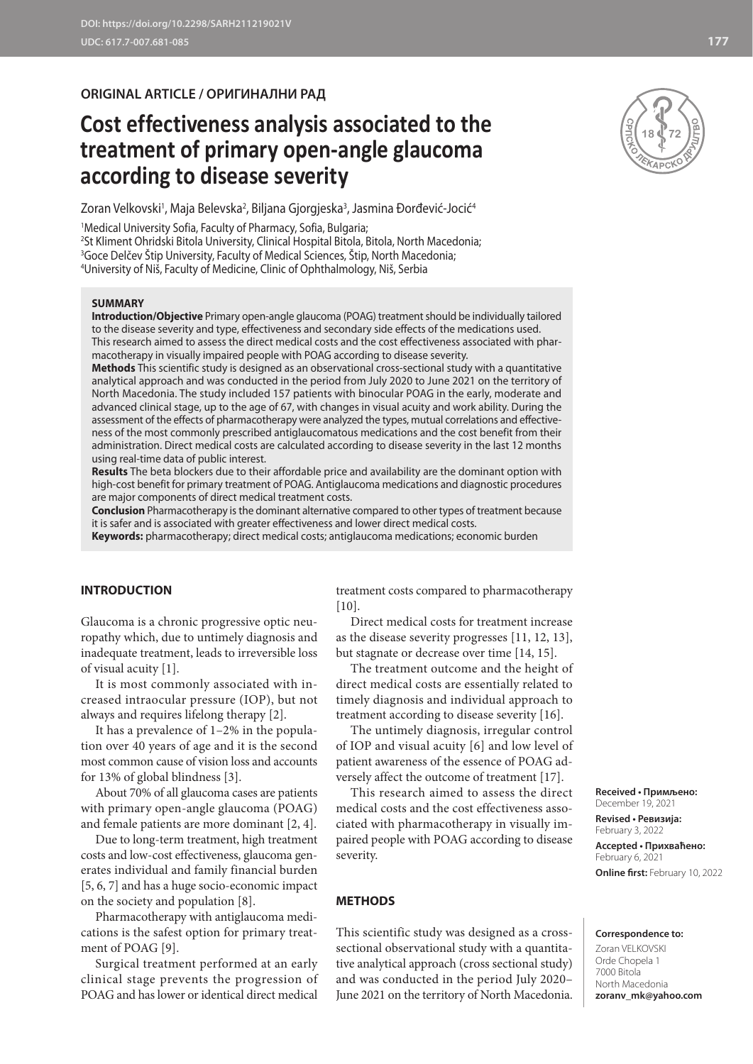DOI: https://doi.org/10.2298/SARH211219021V
UDC: 617.7-007.681-085

ORIGINAL ARTICLE / ОРИГИНАЛНИ РАД

# Cost effectiveness analysis associated to the treatment of primary open-angle glaucoma according to disease severity

Zoran Velkovski[1], Maja Belevska[2], Biljana Gjorgjeska[3], Jasmina Đorđević-Jocić[4]

[1]Medical University Sofia, Faculty of Pharmacy, Sofia, Bulgaria;
[2]St Kliment Ohridski Bitola University, Clinical Hospital Bitola, Bitola, North Macedonia;
[3]Goce Delčev Štip University, Faculty of Medical Sciences, Štip, North Macedonia;
[4]University of Niš, Faculty of Medicine, Clinic of Ophthalmology, Niš, Serbia

## SUMMARY

**Introduction/Objective** Primary open-angle glaucoma (POAG) treatment should be individually tailored to the disease severity and type, effectiveness and secondary side effects of the medications used. This research aimed to assess the direct medical costs and the cost effectiveness associated with pharmacotherapy in visually impaired people with POAG according to disease severity.

**Methods** This scientific study is designed as an observational cross-sectional study with a quantitative analytical approach and was conducted in the period from July 2020 to June 2021 on the territory of North Macedonia. The study included 157 patients with binocular POAG in the early, moderate and advanced clinical stage, up to the age of 67, with changes in visual acuity and work ability. During the assessment of the effects of pharmacotherapy were analyzed the types, mutual correlations and effectiveness of the most commonly prescribed antiglaucomatous medications and the cost benefit from their administration. Direct medical costs are calculated according to disease severity in the last 12 months using real-time data of public interest.

**Results** The beta blockers due to their affordable price and availability are the dominant option with high-cost benefit for primary treatment of POAG. Antiglaucoma medications and diagnostic procedures are major components of direct medical treatment costs.

**Conclusion** Pharmacotherapy is the dominant alternative compared to other types of treatment because it is safer and is associated with greater effectiveness and lower direct medical costs.

**Keywords:** pharmacotherapy; direct medical costs; antiglaucoma medications; economic burden

## INTRODUCTION

Glaucoma is a chronic progressive optic neuropathy which, due to untimely diagnosis and inadequate treatment, leads to irreversible loss of visual acuity [1].

It is most commonly associated with increased intraocular pressure (IOP), but not always and requires lifelong therapy [2].

It has a prevalence of 1–2% in the population over 40 years of age and it is the second most common cause of vision loss and accounts for 13% of global blindness [3].

About 70% of all glaucoma cases are patients with primary open-angle glaucoma (POAG) and female patients are more dominant [2, 4].

Due to long-term treatment, high treatment costs and low-cost effectiveness, glaucoma generates individual and family financial burden [5, 6, 7] and has a huge socio-economic impact on the society and population [8].

Pharmacotherapy with antiglaucoma medications is the safest option for primary treatment of POAG [9].

Surgical treatment performed at an early clinical stage prevents the progression of POAG and has lower or identical direct medical treatment costs compared to pharmacotherapy [10].

Direct medical costs for treatment increase as the disease severity progresses [11, 12, 13], but stagnate or decrease over time [14, 15].

The treatment outcome and the height of direct medical costs are essentially related to timely diagnosis and individual approach to treatment according to disease severity [16].

The untimely diagnosis, irregular control of IOP and visual acuity [6] and low level of patient awareness of the essence of POAG adversely affect the outcome of treatment [17].

This research aimed to assess the direct medical costs and the cost effectiveness associated with pharmacotherapy in visually impaired people with POAG according to disease severity.

## METHODS

This scientific study was designed as a cross-sectional observational study with a quantitative analytical approach (cross sectional study) and was conducted in the period July 2020–June 2021 on the territory of North Macedonia.

**Received • Примљено:** December 19, 2021
**Revised • Ревизија:** February 3, 2022
**Accepted • Прихваћено:** February 6, 2021
**Online first:** February 10, 2022

**Correspondence to:**
Zoran VELKOVSKI
Orde Chopela 1
7000 Bitola
North Macedonia
**zoranv_mk@yahoo.com**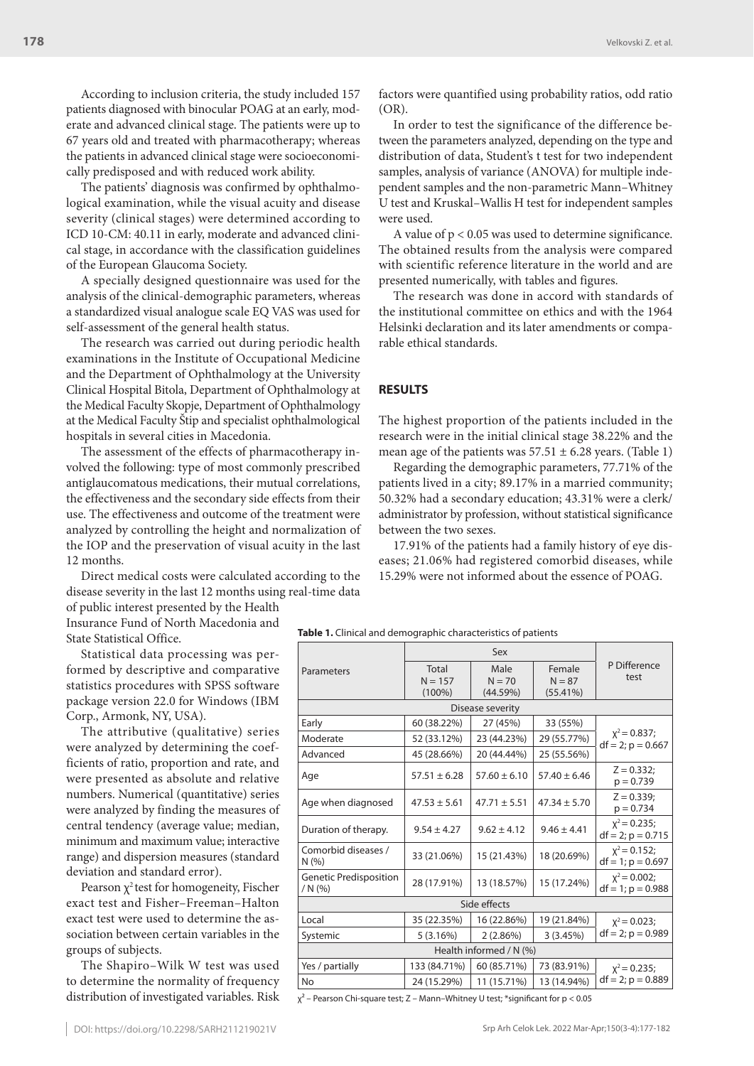According to inclusion criteria, the study included 157 patients diagnosed with binocular POAG at an early, moderate and advanced clinical stage. The patients were up to 67 years old and treated with pharmacotherapy; whereas the patients in advanced clinical stage were socioeconomically predisposed and with reduced work ability.

The patients' diagnosis was confirmed by ophthalmological examination, while the visual acuity and disease severity (clinical stages) were determined according to ICD 10-CM: 40.11 in early, moderate and advanced clinical stage, in accordance with the classification guidelines of the European Glaucoma Society.

A specially designed questionnaire was used for the analysis of the clinical-demographic parameters, whereas a standardized visual analogue scale EQ VAS was used for self-assessment of the general health status.

The research was carried out during periodic health examinations in the Institute of Occupational Medicine and the Department of Ophthalmology at the University Clinical Hospital Bitola, Department of Ophthalmology at the Medical Faculty Skopje, Department of Ophthalmology at the Medical Faculty Štip and specialist ophthalmological hospitals in several cities in Macedonia.

The assessment of the effects of pharmacotherapy involved the following: type of most commonly prescribed antiglaucomatous medications, their mutual correlations, the effectiveness and the secondary side effects from their use. The effectiveness and outcome of the treatment were analyzed by controlling the height and normalization of the IOP and the preservation of visual acuity in the last 12 months.

Direct medical costs were calculated according to the disease severity in the last 12 months using real-time data of public interest presented by the Health Insurance Fund of North Macedonia and State Statistical Office.

Statistical data processing was performed by descriptive and comparative statistics procedures with SPSS software package version 22.0 for Windows (IBM Corp., Armonk, NY, USA).

The attributive (qualitative) series were analyzed by determining the coefficients of ratio, proportion and rate, and were presented as absolute and relative numbers. Numerical (quantitative) series were analyzed by finding the measures of central tendency (average value; median, minimum and maximum value; interactive range) and dispersion measures (standard deviation and standard error).

Pearson $\chi^2$ test for homogeneity, Fischer exact test and Fisher–Freeman–Halton exact test were used to determine the association between certain variables in the groups of subjects.

The Shapiro–Wilk W test was used to determine the normality of frequency distribution of investigated variables. Risk factors were quantified using probability ratios, odd ratio (OR).

In order to test the significance of the difference between the parameters analyzed, depending on the type and distribution of data, Student's t test for two independent samples, analysis of variance (ANOVA) for multiple independent samples and the non-parametric Mann–Whitney U test and Kruskal–Wallis H test for independent samples were used.

A value of $p < 0.05$ was used to determine significance. The obtained results from the analysis were compared with scientific reference literature in the world and are presented numerically, with tables and figures.

The research was done in accord with standards of the institutional committee on ethics and with the 1964 Helsinki declaration and its later amendments or comparable ethical standards.

## RESULTS

The highest proportion of the patients included in the research were in the initial clinical stage 38.22% and the mean age of the patients was 57.51 ± 6.28 years. (Table 1)

Regarding the demographic parameters, 77.71% of the patients lived in a city; 89.17% in a married community; 50.32% had a secondary education; 43.31% were a clerk/administrator by profession, without statistical significance between the two sexes.

17.91% of the patients had a family history of eye diseases; 21.06% had registered comorbid diseases, while 15.29% were not informed about the essence of POAG.

**Table 1.** Clinical and demographic characteristics of patients

| Parameters | Sex | | | P Difference test |
|---|---|---|---|---|
| | Total N = 157 (100%) | Male N = 70 (44.59%) | Female N = 87 (55.41%) | |
| Disease severity | | | | |
| Early | 60 (38.22%) | 27 (45%) | 33 (55%) | $\chi^2 = 0.837$; df = 2; p = 0.667 |
| Moderate | 52 (33.12%) | 23 (44.23%) | 29 (55.77%) | |
| Advanced | 45 (28.66%) | 20 (44.44%) | 25 (55.56%) | |
| Age | 57.51 ± 6.28 | 57.60 ± 6.10 | 57.40 ± 6.46 | Z = 0.332; p = 0.739 |
| Age when diagnosed | 47.53 ± 5.61 | 47.71 ± 5.51 | 47.34 ± 5.70 | Z = 0.339; p = 0.734 |
| Duration of therapy. | 9.54 ± 4.27 | 9.62 ± 4.12 | 9.46 ± 4.41 | $\chi^2 = 0.235$; df = 2; p = 0.715 |
| Comorbid diseases / N (%) | 33 (21.06%) | 15 (21.43%) | 18 (20.69%) | $\chi^2 = 0.152$; df = 1; p = 0.697 |
| Genetic Predisposition / N (%) | 28 (17.91%) | 13 (18.57%) | 15 (17.24%) | $\chi^2 = 0.002$; df = 1; p = 0.988 |
| Side effects | | | | |
| Local | 35 (22.35%) | 16 (22.86%) | 19 (21.84%) | $\chi^2 = 0.023$; df = 2; p = 0.989 |
| Systemic | 5 (3.16%) | 2 (2.86%) | 3 (3.45%) | |
| Health informed / N (%) | | | | |
| Yes / partially | 133 (84.71%) | 60 (85.71%) | 73 (83.91%) | $\chi^2 = 0.235$; df = 2; p = 0.889 |
| No | 24 (15.29%) | 11 (15.71%) | 13 (14.94%) | |

$\chi^2$ – Pearson Chi-square test; Z – Mann–Whitney U test; *significant for $p < 0.05$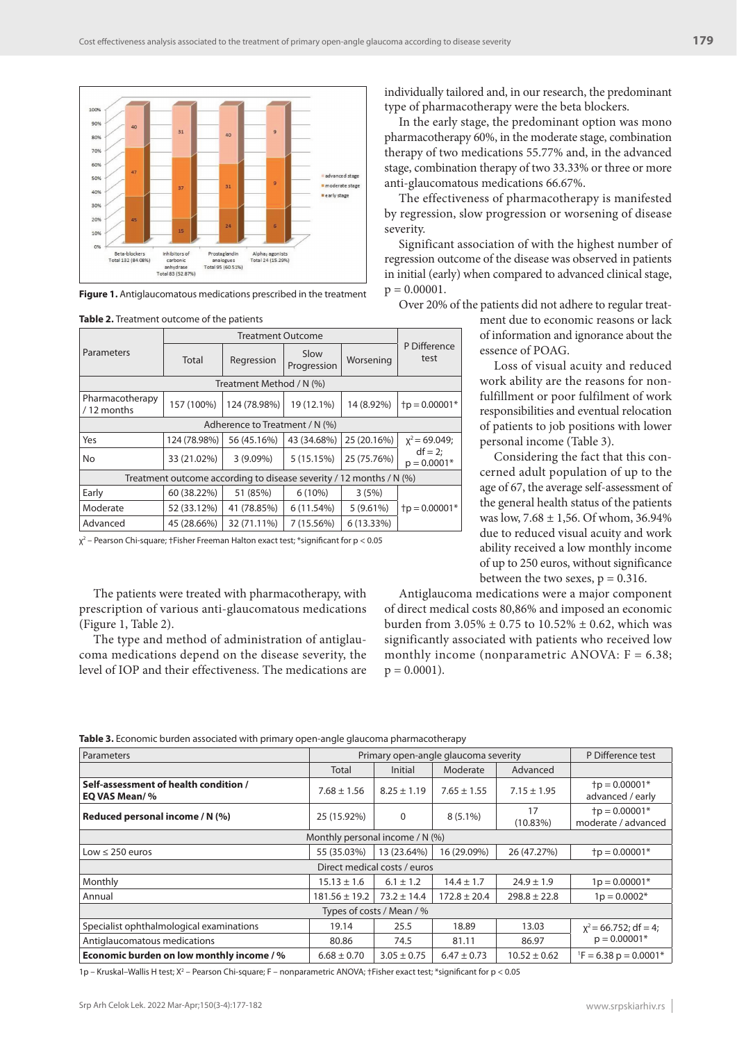**Figure 1.** Antiglaucomatous medications prescribed in the treatment

**Table 2.** Treatment outcome of the patients

| Parameters | Treatment Outcome | | | | P Difference test |
|---|---|---|---|---|---|
| | Total | Regression | Slow Progression | Worsening | |
| Treatment Method / N (%) | | | | | |
| Pharmacotherapy / 12 months | 157 (100%) | 124 (78.98%) | 19 (12.1%) | 14 (8.92%) | †p = 0.00001* |
| Adherence to Treatment / N (%) | | | | | |
| Yes | 124 (78.98%) | 56 (45.16%) | 43 (34.68%) | 25 (20.16%) | $\chi^2$ = 69.049; df = 2; p = 0.0001* |
| No | 33 (21.02%) | 3 (9.09%) | 5 (15.15%) | 25 (75.76%) | |
| Treatment outcome according to disease severity / 12 months / N (%) | | | | | |
| Early | 60 (38.22%) | 51 (85%) | 6 (10%) | 3 (5%) | †p = 0.00001* |
| Moderate | 52 (33.12%) | 41 (78.85%) | 6 (11.54%) | 5 (9.61%) | |
| Advanced | 45 (28.66%) | 32 (71.11%) | 7 (15.56%) | 6 (13.33%) | |

$\chi^2$ – Pearson Chi-square; †Fisher Freeman Halton exact test; *significant for p < 0.05

The patients were treated with pharmacotherapy, with prescription of various anti-glaucomatous medications (Figure 1, Table 2).

The type and method of administration of antiglaucoma medications depend on the disease severity, the level of IOP and their effectiveness. The medications are individually tailored and, in our research, the predominant type of pharmacotherapy were the beta blockers.

In the early stage, the predominant option was mono pharmacotherapy 60%, in the moderate stage, combination therapy of two medications 55.77% and, in the advanced stage, combination therapy of two 33.33% or three or more anti-glaucomatous medications 66.67%.

The effectiveness of pharmacotherapy is manifested by regression, slow progression or worsening of disease severity.

Significant association of with the highest number of regression outcome of the disease was observed in patients in initial (early) when compared to advanced clinical stage, p = 0.00001.

Over 20% of the patients did not adhere to regular treatment due to economic reasons or lack of information and ignorance about the essence of POAG.

Loss of visual acuity and reduced work ability are the reasons for non-fulfillment or poor fulfilment of work responsibilities and eventual relocation of patients to job positions with lower personal income (Table 3).

Considering the fact that this concerned adult population of up to the age of 67, the average self-assessment of the general health status of the patients was low, 7.68 ± 1,56. Of whom, 36.94% due to reduced visual acuity and work ability received a low monthly income of up to 250 euros, without significance between the two sexes, p = 0.316.

Antiglaucoma medications were a major component of direct medical costs 80,86% and imposed an economic burden from 3.05% ± 0.75 to 10.52% ± 0.62, which was significantly associated with patients who received low monthly income (nonparametric ANOVA: F = 6.38; p = 0.0001).

**Table 3.** Economic burden associated with primary open-angle glaucoma pharmacotherapy

| Parameters | Primary open-angle glaucoma severity | | | | P Difference test |
|---|---|---|---|---|---|
| | Total | Initial | Moderate | Advanced | |
| **Self-assessment of health condition / EQ VAS Mean/ %** | 7.68 ± 1.56 | 8.25 ± 1.19 | 7.65 ± 1.55 | 7.15 ± 1.95 | †p = 0.00001* advanced / early |
| **Reduced personal income / N (%)** | 25 (15.92%) | 0 | 8 (5.1%) | 17 (10.83%) | †p = 0.00001* moderate / advanced |
| Monthly personal income / N (%) | | | | | |
| Low ≤ 250 euros | 55 (35.03%) | 13 (23.64%) | 16 (29.09%) | 26 (47.27%) | †p = 0.00001* |
| Direct medical costs / euros | | | | | |
| Monthly | 15.13 ± 1.6 | 6.1 ± 1.2 | 14.4 ± 1.7 | 24.9 ± 1.9 | 1p = 0.00001* |
| Annual | 181.56 ± 19.2 | 73.2 ± 14.4 | 172.8 ± 20.4 | 298.8 ± 22.8 | 1p = 0.0002* |
| Types of costs / Mean / % | | | | | |
| Specialist ophthalmological examinations | 19.14 | 25.5 | 18.89 | 13.03 | $\chi^2$ = 66.752; df = 4; p = 0.00001* |
| Antiglaucomatous medications | 80.86 | 74.5 | 81.11 | 86.97 | |
| **Economic burden on low monthly income / %** | 6.68 ± 0.70 | 3.05 ± 0.75 | 6.47 ± 0.73 | 10.52 ± 0.62 | [1]F = 6.38 p = 0.0001* |

1p – Kruskal–Wallis H test; $X^2$ – Pearson Chi-square; F – nonparametric ANOVA; †Fisher exact test; *significant for p < 0.05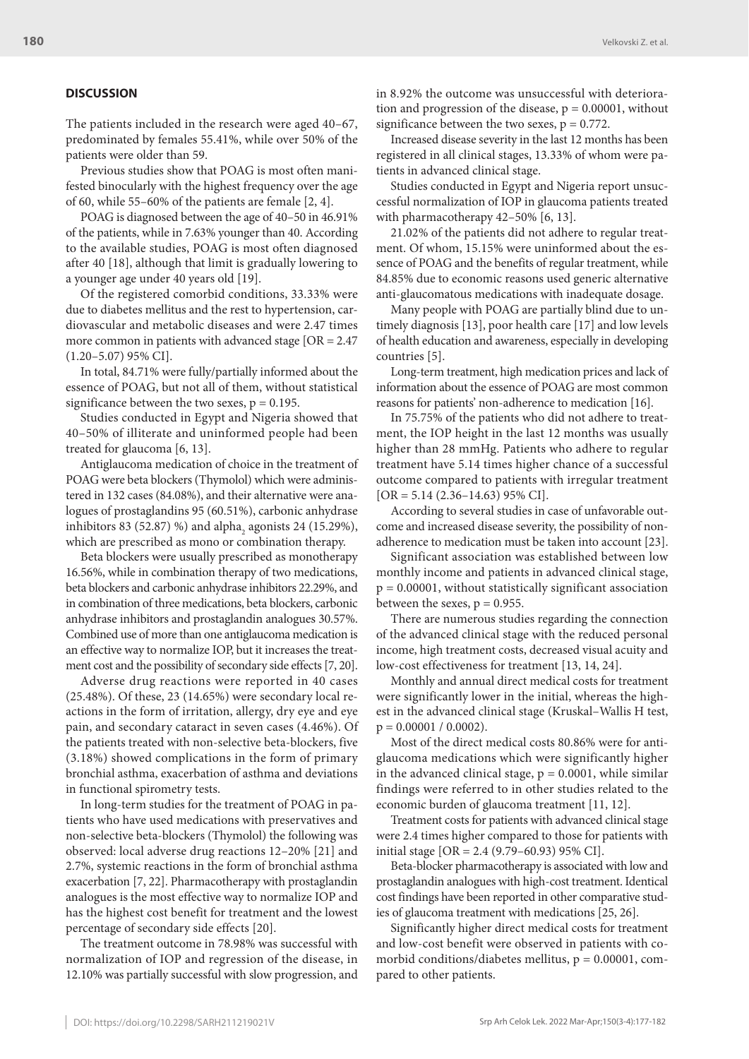## DISCUSSION

The patients included in the research were aged 40–67, predominated by females 55.41%, while over 50% of the patients were older than 59.

Previous studies show that POAG is most often manifested binocularly with the highest frequency over the age of 60, while 55–60% of the patients are female [2, 4].

POAG is diagnosed between the age of 40–50 in 46.91% of the patients, while in 7.63% younger than 40. According to the available studies, POAG is most often diagnosed after 40 [18], although that limit is gradually lowering to a younger age under 40 years old [19].

Of the registered comorbid conditions, 33.33% were due to diabetes mellitus and the rest to hypertension, cardiovascular and metabolic diseases and were 2.47 times more common in patients with advanced stage [OR = 2.47 (1.20–5.07) 95% CI].

In total, 84.71% were fully/partially informed about the essence of POAG, but not all of them, without statistical significance between the two sexes, $p = 0.195$.

Studies conducted in Egypt and Nigeria showed that 40–50% of illiterate and uninformed people had been treated for glaucoma [6, 13].

Antiglaucoma medication of choice in the treatment of POAG were beta blockers (Thymolol) which were administered in 132 cases (84.08%), and their alternative were analogues of prostaglandins 95 (60.51%), carbonic anhydrase inhibitors 83 (52.87) %) and alpha$_2$ agonists 24 (15.29%), which are prescribed as mono or combination therapy.

Beta blockers were usually prescribed as monotherapy 16.56%, while in combination therapy of two medications, beta blockers and carbonic anhydrase inhibitors 22.29%, and in combination of three medications, beta blockers, carbonic anhydrase inhibitors and prostaglandin analogues 30.57%. Combined use of more than one antiglaucoma medication is an effective way to normalize IOP, but it increases the treatment cost and the possibility of secondary side effects [7, 20].

Adverse drug reactions were reported in 40 cases (25.48%). Of these, 23 (14.65%) were secondary local reactions in the form of irritation, allergy, dry eye and eye pain, and secondary cataract in seven cases (4.46%). Of the patients treated with non-selective beta-blockers, five (3.18%) showed complications in the form of primary bronchial asthma, exacerbation of asthma and deviations in functional spirometry tests.

In long-term studies for the treatment of POAG in patients who have used medications with preservatives and non-selective beta-blockers (Thymolol) the following was observed: local adverse drug reactions 12–20% [21] and 2.7%, systemic reactions in the form of bronchial asthma exacerbation [7, 22]. Pharmacotherapy with prostaglandin analogues is the most effective way to normalize IOP and has the highest cost benefit for treatment and the lowest percentage of secondary side effects [20].

The treatment outcome in 78.98% was successful with normalization of IOP and regression of the disease, in 12.10% was partially successful with slow progression, and in 8.92% the outcome was unsuccessful with deterioration and progression of the disease, $p = 0.00001$, without significance between the two sexes, $p = 0.772$.

Increased disease severity in the last 12 months has been registered in all clinical stages, 13.33% of whom were patients in advanced clinical stage.

Studies conducted in Egypt and Nigeria report unsuccessful normalization of IOP in glaucoma patients treated with pharmacotherapy 42–50% [6, 13].

21.02% of the patients did not adhere to regular treatment. Of whom, 15.15% were uninformed about the essence of POAG and the benefits of regular treatment, while 84.85% due to economic reasons used generic alternative anti-glaucomatous medications with inadequate dosage.

Many people with POAG are partially blind due to untimely diagnosis [13], poor health care [17] and low levels of health education and awareness, especially in developing countries [5].

Long-term treatment, high medication prices and lack of information about the essence of POAG are most common reasons for patients' non-adherence to medication [16].

In 75.75% of the patients who did not adhere to treatment, the IOP height in the last 12 months was usually higher than 28 mmHg. Patients who adhere to regular treatment have 5.14 times higher chance of a successful outcome compared to patients with irregular treatment [OR = 5.14 (2.36–14.63) 95% CI].

According to several studies in case of unfavorable outcome and increased disease severity, the possibility of non-adherence to medication must be taken into account [23].

Significant association was established between low monthly income and patients in advanced clinical stage, $p = 0.00001$, without statistically significant association between the sexes, $p = 0.955$.

There are numerous studies regarding the connection of the advanced clinical stage with the reduced personal income, high treatment costs, decreased visual acuity and low-cost effectiveness for treatment [13, 14, 24].

Monthly and annual direct medical costs for treatment were significantly lower in the initial, whereas the highest in the advanced clinical stage (Kruskal–Wallis H test, $p = 0.00001 / 0.0002$).

Most of the direct medical costs 80.86% were for antiglaucoma medications which were significantly higher in the advanced clinical stage, $p = 0.0001$, while similar findings were referred to in other studies related to the economic burden of glaucoma treatment [11, 12].

Treatment costs for patients with advanced clinical stage were 2.4 times higher compared to those for patients with initial stage [OR = 2.4 (9.79–60.93) 95% CI].

Beta-blocker pharmacotherapy is associated with low and prostaglandin analogues with high-cost treatment. Identical cost findings have been reported in other comparative studies of glaucoma treatment with medications [25, 26].

Significantly higher direct medical costs for treatment and low-cost benefit were observed in patients with comorbid conditions/diabetes mellitus, $p = 0.00001$, compared to other patients.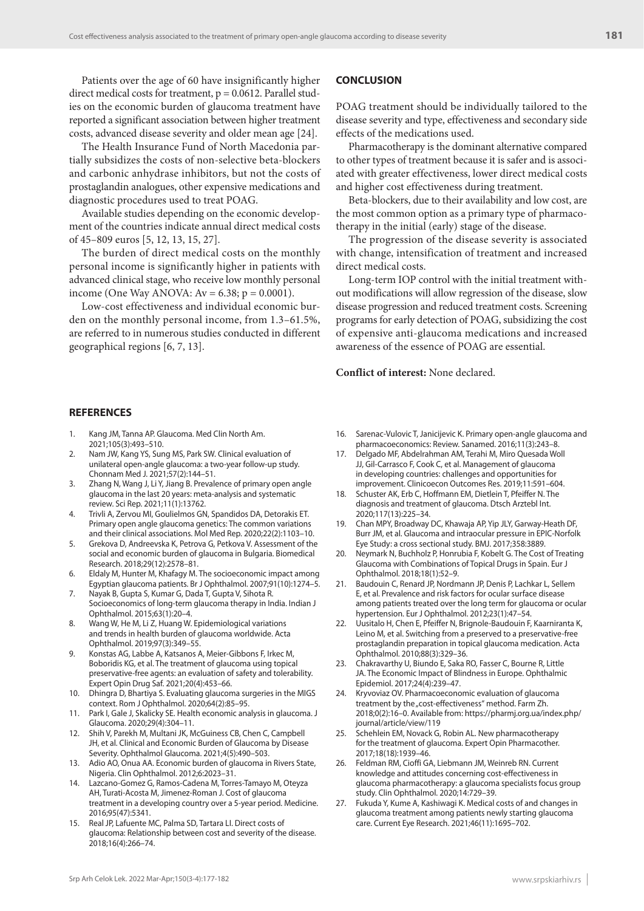Patients over the age of 60 have insignificantly higher direct medical costs for treatment, $p = 0.0612$. Parallel studies on the economic burden of glaucoma treatment have reported a significant association between higher treatment costs, advanced disease severity and older mean age [24].

The Health Insurance Fund of North Macedonia partially subsidizes the costs of non-selective beta-blockers and carbonic anhydrase inhibitors, but not the costs of prostaglandin analogues, other expensive medications and diagnostic procedures used to treat POAG.

Available studies depending on the economic development of the countries indicate annual direct medical costs of 45–809 euros [5, 12, 13, 15, 27].

The burden of direct medical costs on the monthly personal income is significantly higher in patients with advanced clinical stage, who receive low monthly personal income (One Way ANOVA: $Av = 6.38$; $p = 0.0001$).

Low-cost effectiveness and individual economic burden on the monthly personal income, from 1.3–61.5%, are referred to in numerous studies conducted in different geographical regions [6, 7, 13].

## CONCLUSION

POAG treatment should be individually tailored to the disease severity and type, effectiveness and secondary side effects of the medications used.

Pharmacotherapy is the dominant alternative compared to other types of treatment because it is safer and is associated with greater effectiveness, lower direct medical costs and higher cost effectiveness during treatment.

Beta-blockers, due to their availability and low cost, are the most common option as a primary type of pharmacotherapy in the initial (early) stage of the disease.

The progression of the disease severity is associated with change, intensification of treatment and increased direct medical costs.

Long-term IOP control with the initial treatment without modifications will allow regression of the disease, slow disease progression and reduced treatment costs. Screening programs for early detection of POAG, subsidizing the cost of expensive anti-glaucoma medications and increased awareness of the essence of POAG are essential.

**Conflict of interest:** None declared.

## REFERENCES

1. Kang JM, Tanna AP. Glaucoma. Med Clin North Am. 2021;105(3):493–510.
2. Nam JW, Kang YS, Sung MS, Park SW. Clinical evaluation of unilateral open-angle glaucoma: a two-year follow-up study. Chonnam Med J. 2021;57(2):144–51.
3. Zhang N, Wang J, Li Y, Jiang B. Prevalence of primary open angle glaucoma in the last 20 years: meta-analysis and systematic review. Sci Rep. 2021;11(1):13762.
4. Trivli A, Zervou MI, Goulielmos GN, Spandidos DA, Detorakis ET. Primary open angle glaucoma genetics: The common variations and their clinical associations. Mol Med Rep. 2020;22(2):1103–10.
5. Grekova D, Andreevska K, Petrova G, Petkova V. Assessment of the social and economic burden of glaucoma in Bulgaria. Biomedical Research. 2018;29(12):2578–81.
6. Eldaly M, Hunter M, Khafagy M. The socioeconomic impact among Egyptian glaucoma patients. Br J Ophthalmol. 2007;91(10):1274–5.
7. Nayak B, Gupta S, Kumar G, Dada T, Gupta V, Sihota R. Socioeconomics of long-term glaucoma therapy in India. Indian J Ophthalmol. 2015;63(1):20–4.
8. Wang W, He M, Li Z, Huang W. Epidemiological variations and trends in health burden of glaucoma worldwide. Acta Ophthalmol. 2019;97(3):349–55.
9. Konstas AG, Labbe A, Katsanos A, Meier-Gibbons F, Irkec M, Boboridis KG, et al. The treatment of glaucoma using topical preservative-free agents: an evaluation of safety and tolerability. Expert Opin Drug Saf. 2021;20(4):453–66.
10. Dhingra D, Bhartiya S. Evaluating glaucoma surgeries in the MIGS context. Rom J Ophthalmol. 2020;64(2):85–95.
11. Park I, Gale J, Skalicky SE. Health economic analysis in glaucoma. J Glaucoma. 2020;29(4):304–11.
12. Shih V, Parekh M, Multani JK, McGuiness CB, Chen C, Campbell JH, et al. Clinical and Economic Burden of Glaucoma by Disease Severity. Ophthalmol Glaucoma. 2021;4(5):490–503.
13. Adio AO, Onua AA. Economic burden of glaucoma in Rivers State, Nigeria. Clin Ophthalmol. 2012;6:2023–31.
14. Lazcano-Gomez G, Ramos-Cadena M, Torres-Tamayo M, Oteyza AH, Turati-Acosta M, Jimenez-Roman J. Cost of glaucoma treatment in a developing country over a 5-year period. Medicine. 2016;95(47):5341.
15. Real JP, Lafuente MC, Palma SD, Tartara LI. Direct costs of glaucoma: Relationship between cost and severity of the disease. 2018;16(4):266–74.
16. Sarenac-Vulovic T, Janicijevic K. Primary open-angle glaucoma and pharmacoeconomics: Review. Sanamed. 2016;11(3):243–8.
17. Delgado MF, Abdelrahman AM, Terahi M, Miro Quesada Woll JJ, Gil-Carrasco F, Cook C, et al. Management of glaucoma in developing countries: challenges and opportunities for improvement. Clinicoecon Outcomes Res. 2019;11:591–604.
18. Schuster AK, Erb C, Hoffmann EM, Dietlein T, Pfeiffer N. The diagnosis and treatment of glaucoma. Dtsch Arztebl Int. 2020;117(13):225–34.
19. Chan MPY, Broadway DC, Khawaja AP, Yip JLY, Garway-Heath DF, Burr JM, et al. Glaucoma and intraocular pressure in EPIC-Norfolk Eye Study: a cross sectional study. BMJ. 2017;358:3889.
20. Neymark N, Buchholz P, Honrubia F, Kobelt G. The Cost of Treating Glaucoma with Combinations of Topical Drugs in Spain. Eur J Ophthalmol. 2018;18(1):52–9.
21. Baudouin C, Renard JP, Nordmann JP, Denis P, Lachkar L, Sellem E, et al. Prevalence and risk factors for ocular surface disease among patients treated over the long term for glaucoma or ocular hypertension. Eur J Ophthalmol. 2012;23(1):47–54.
22. Uusitalo H, Chen E, Pfeiffer N, Brignole-Baudouin F, Kaarniranta K, Leino M, et al. Switching from a preserved to a preservative-free prostaglandin preparation in topical glaucoma medication. Acta Ophthalmol. 2010;88(3):329–36.
23. Chakravarthy U, Biundo E, Saka RO, Fasser C, Bourne R, Little JA. The Economic Impact of Blindness in Europe. Ophthalmic Epidemiol. 2017;24(4):239–47.
24. Kryvoviaz OV. Pharmacoeconomic evaluation of glaucoma treatment by the „cost-effectiveness" method. Farm Zh. 2018;0(2):16–0. Available from: https://pharmj.org.ua/index.php/journal/article/view/119
25. Schehlein EM, Novack G, Robin AL. New pharmacotherapy for the treatment of glaucoma. Expert Opin Pharmacother. 2017;18(18):1939–46.
26. Feldman RM, Cioffi GA, Liebmann JM, Weinreb RN. Current knowledge and attitudes concerning cost-effectiveness in glaucoma pharmacotherapy: a glaucoma specialists focus group study. Clin Ophthalmol. 2020;14:729–39.
27. Fukuda Y, Kume A, Kashiwagi K. Medical costs of and changes in glaucoma treatment among patients newly starting glaucoma care. Current Eye Research. 2021;46(11):1695–702.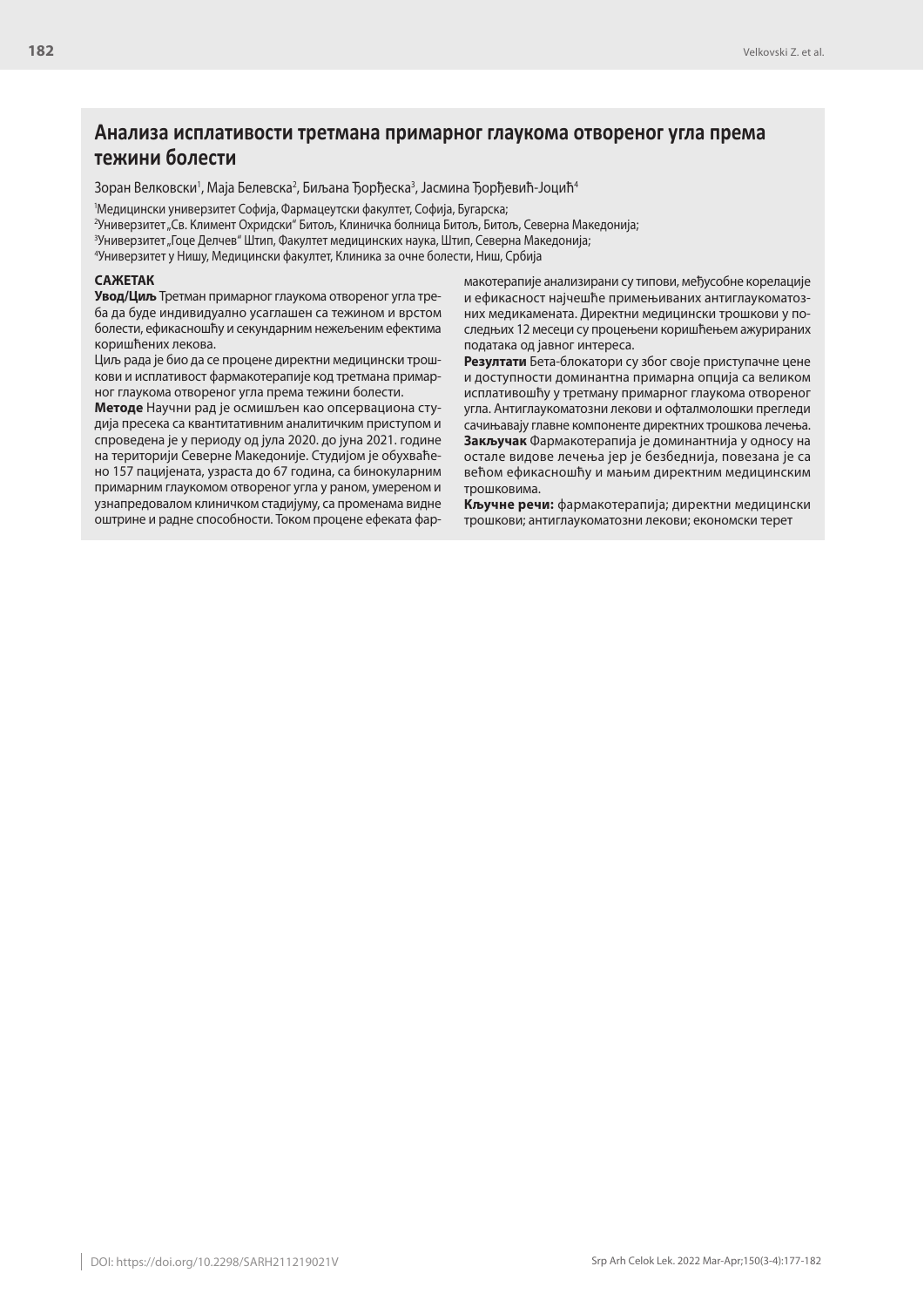# Анализа исплативости третмана примарног глаукома отвореног угла према тежини болести

Зоран Велковски[1], Маја Белевска[2], Биљана Ђорђеска[3], Јасмина Ђорђевић-Јоцић[4]

[1]Медицински универзитет Софија, Фармацеутски факултет, Софија, Бугарска;
[2]Универзитет „Св. Климент Охридски" Битољ, Клиничка болница Битољ, Битољ, Северна Македонија;
[3]Универзитет „Гоце Делчев" Штип, Факултет медицинских наука, Штип, Северна Македонија;
[4]Универзитет у Нишу, Медицински факултет, Клиника за очне болести, Ниш, Србија

**САЖЕТАК**

**Увод/Циљ** Третман примарног глаукома отвореног угла треба да буде индивидуално усаглашен са тежином и врстом болести, ефикасношћу и секундарним нежељеним ефектима коришћених лекова.

Циљ рада је био да се процене директни медицински трошкови и исплативост фармакотерапије код третмана примарног глаукома отвореног угла према тежини болести.

**Методе** Научни рад је осмишљен као опсервациона студија пресека са квантитативним аналитичким приступом и спроведена је у периоду од јула 2020. до јуна 2021. године на територији Северне Македоније. Студијом је обухваћено 157 пацијената, узраста до 67 година, са бинокуларним примарним глаукомом отвореног угла у раном, умереном и узнапредовалом клиничком стадијуму, са променама видне оштрине и радне способности. Током процене ефеката фармакотерапије анализирани су типови, међусобне корелације и ефикасност најчешће примењиваних антиглаукоматозних медикамената. Директни медицински трошкови у последњих 12 месеци су процењени коришћењем ажурираних података од јавног интереса.

**Резултати** Бета-блокатори су због своје приступачне цене и доступности доминантна примарна опција са великом исплативошћу у третману примарног глаукома отвореног угла. Антиглаукоматозни лекови и офталмолошки прегледи сачињавају главне компоненте директних трошкова лечења.

**Закључак** Фармакотерапија је доминантнија у односу на остале видове лечења јер је безбеднија, повезана је са већом ефикасношћу и мањим директним медицинским трошковима.

**Кључне речи:** фармакотерапија; директни медицински трошкови; антиглаукоматозни лекови; економски терет